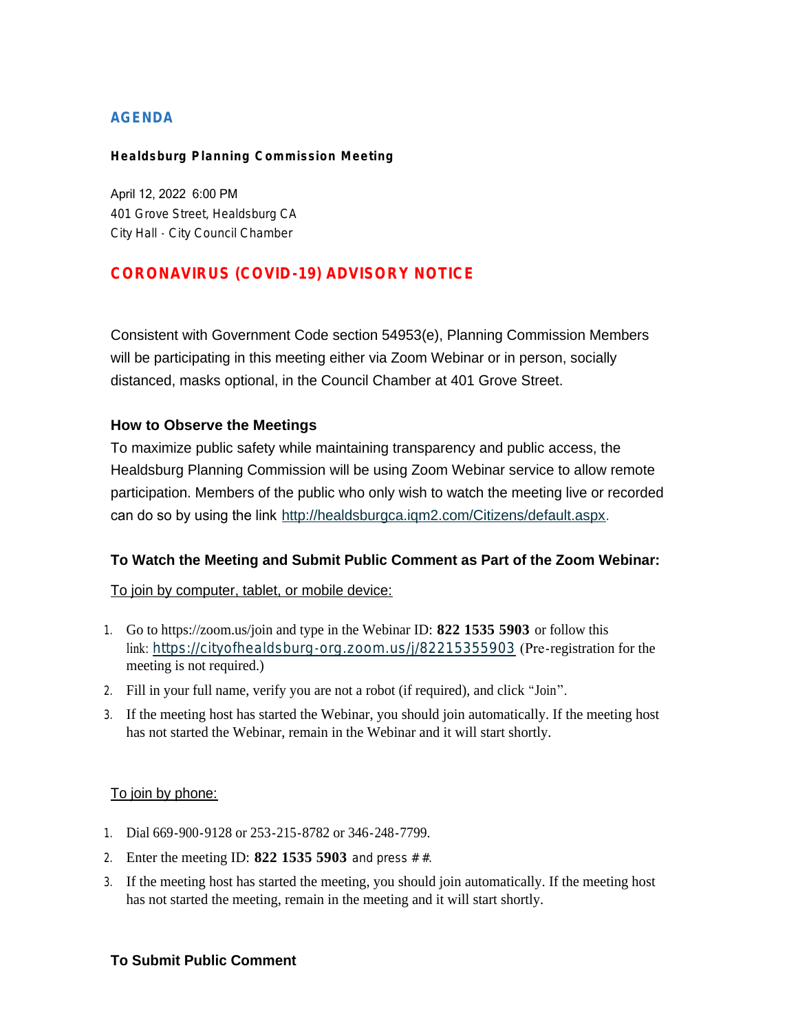# AGENDA

**Healdsburg Planning Commission Meeting**

April 12, 2022 6:00 PM
401 Grove Street, Healdsburg CA
City Hall - City Council Chamber

## CORONAVIRUS (COVID-19) ADVISORY NOTICE

Consistent with Government Code section 54953(e), Planning Commission Members will be participating in this meeting either via Zoom Webinar or in person, socially distanced, masks optional, in the Council Chamber at 401 Grove Street.

### How to Observe the Meetings

To maximize public safety while maintaining transparency and public access, the Healdsburg Planning Commission will be using Zoom Webinar service to allow remote participation. Members of the public who only wish to watch the meeting live or recorded can do so by using the link http://healdsburgca.iqm2.com/Citizens/default.aspx.

### To Watch the Meeting and Submit Public Comment as Part of the Zoom Webinar:

To join by computer, tablet, or mobile device:

1. Go to https://zoom.us/join and type in the Webinar ID: **822 1535 5903** or follow this link: https://cityofhealdsburg-org.zoom.us/j/82215355903 (Pre-registration for the meeting is not required.)
2. Fill in your full name, verify you are not a robot (if required), and click "Join".
3. If the meeting host has started the Webinar, you should join automatically. If the meeting host has not started the Webinar, remain in the Webinar and it will start shortly.

To join by phone:

1. Dial 669-900-9128 or 253-215-8782 or 346-248-7799.
2. Enter the meeting ID: **822 1535 5903** and press ##.
3. If the meeting host has started the meeting, you should join automatically. If the meeting host has not started the meeting, remain in the meeting and it will start shortly.

### To Submit Public Comment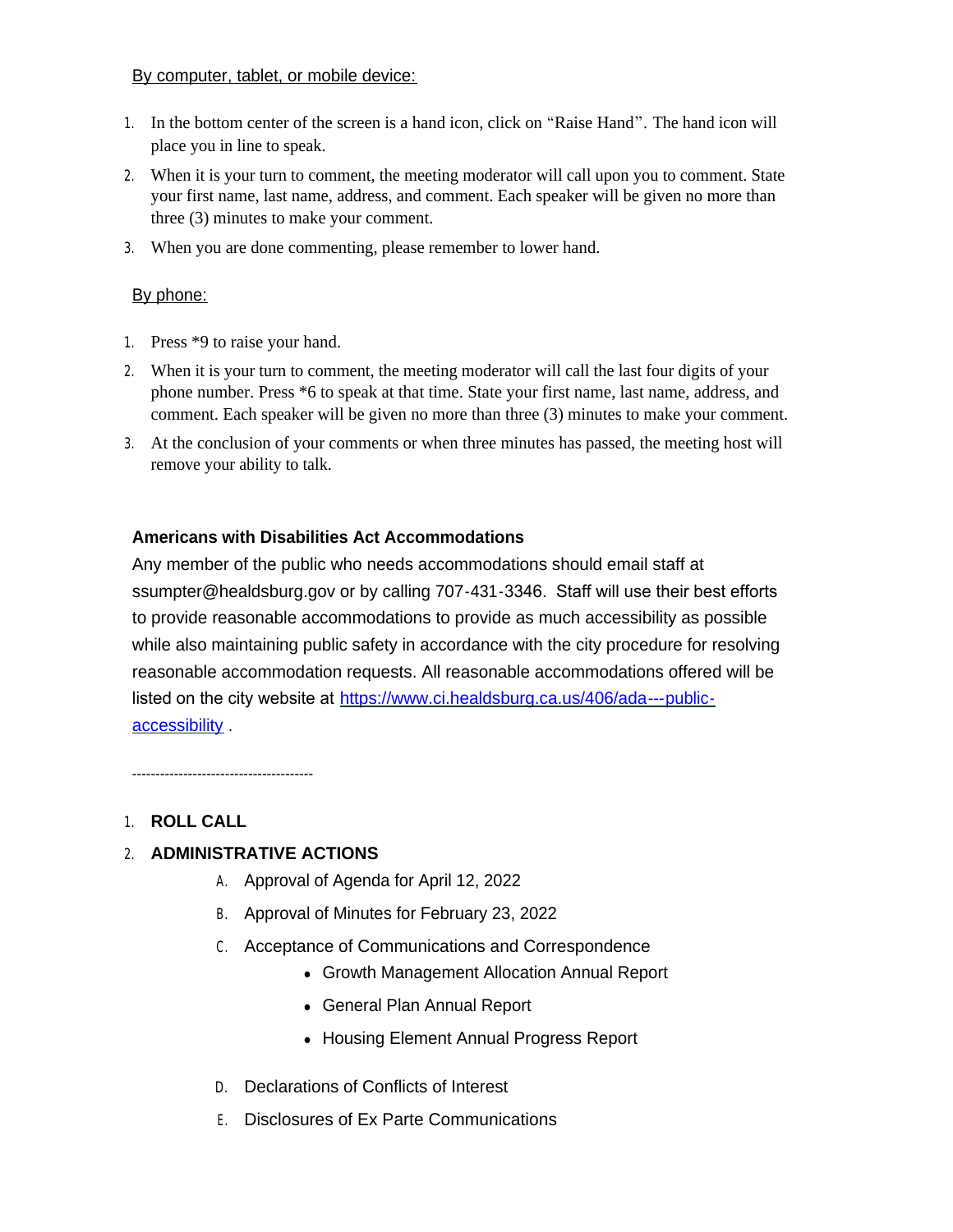By computer, tablet, or mobile device:

1. In the bottom center of the screen is a hand icon, click on "Raise Hand". The hand icon will place you in line to speak.
2. When it is your turn to comment, the meeting moderator will call upon you to comment. State your first name, last name, address, and comment. Each speaker will be given no more than three (3) minutes to make your comment.
3. When you are done commenting, please remember to lower hand.

By phone:

1. Press *9 to raise your hand.
2. When it is your turn to comment, the meeting moderator will call the last four digits of your phone number. Press *6 to speak at that time. State your first name, last name, address, and comment. Each speaker will be given no more than three (3) minutes to make your comment.
3. At the conclusion of your comments or when three minutes has passed, the meeting host will remove your ability to talk.

**Americans with Disabilities Act Accommodations**

Any member of the public who needs accommodations should email staff at ssumpter@healdsburg.gov or by calling 707-431-3346. Staff will use their best efforts to provide reasonable accommodations to provide as much accessibility as possible while also maintaining public safety in accordance with the city procedure for resolving reasonable accommodation requests. All reasonable accommodations offered will be listed on the city website at [https://www.ci.healdsburg.ca.us/406/ada---public-accessibility](https://www.ci.healdsburg.ca.us/406/ada---public-accessibility) .

---------------------------------------

1. **ROLL CALL**
2. **ADMINISTRATIVE ACTIONS**
   - A. Approval of Agenda for April 12, 2022
   - B. Approval of Minutes for February 23, 2022
   - C. Acceptance of Communications and Correspondence
     - Growth Management Allocation Annual Report
     - General Plan Annual Report
     - Housing Element Annual Progress Report
   - D. Declarations of Conflicts of Interest
   - E. Disclosures of Ex Parte Communications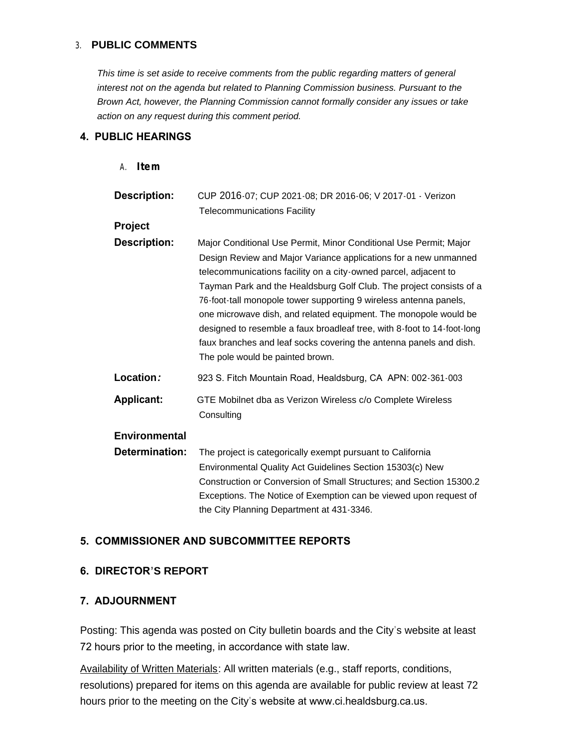## 3. PUBLIC COMMENTS

*This time is set aside to receive comments from the public regarding matters of general interest not on the agenda but related to Planning Commission business. Pursuant to the Brown Act, however, the Planning Commission cannot formally consider any issues or take action on any request during this comment period.*

## 4. PUBLIC HEARINGS

### A. Item

**Description:** CUP 2016-07; CUP 2021-08; DR 2016-06; V 2017-01 - Verizon Telecommunications Facility

**Project Description:** Major Conditional Use Permit, Minor Conditional Use Permit; Major Design Review and Major Variance applications for a new unmanned telecommunications facility on a city-owned parcel, adjacent to Tayman Park and the Healdsburg Golf Club. The project consists of a 76-foot-tall monopole tower supporting 9 wireless antenna panels, one microwave dish, and related equipment. The monopole would be designed to resemble a faux broadleaf tree, with 8-foot to 14-foot-long faux branches and leaf socks covering the antenna panels and dish. The pole would be painted brown.

**Location:** 923 S. Fitch Mountain Road, Healdsburg, CA APN: 002-361-003

**Applicant:** GTE Mobilnet dba as Verizon Wireless c/o Complete Wireless Consulting

**Environmental Determination:** The project is categorically exempt pursuant to California Environmental Quality Act Guidelines Section 15303(c) New Construction or Conversion of Small Structures; and Section 15300.2 Exceptions. The Notice of Exemption can be viewed upon request of the City Planning Department at 431-3346.

## 5. COMMISSIONER AND SUBCOMMITTEE REPORTS

## 6. DIRECTOR'S REPORT

## 7. ADJOURNMENT

Posting: This agenda was posted on City bulletin boards and the City's website at least 72 hours prior to the meeting, in accordance with state law.

Availability of Written Materials: All written materials (e.g., staff reports, conditions, resolutions) prepared for items on this agenda are available for public review at least 72 hours prior to the meeting on the City's website at www.ci.healdsburg.ca.us.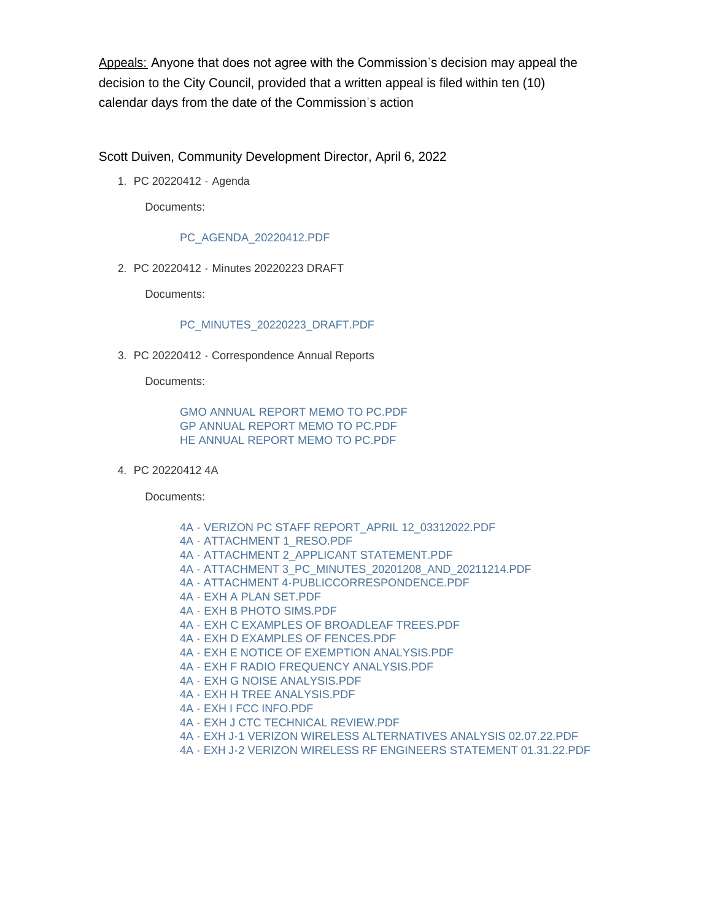Appeals: Anyone that does not agree with the Commission's decision may appeal the decision to the City Council, provided that a written appeal is filed within ten (10) calendar days from the date of the Commission's action

Scott Duiven, Community Development Director, April 6, 2022

1. PC 20220412 - Agenda

   Documents:

   PC_AGENDA_20220412.PDF

2. PC 20220412 - Minutes 20220223 DRAFT

   Documents:

   PC_MINUTES_20220223_DRAFT.PDF

3. PC 20220412 - Correspondence Annual Reports

   Documents:

   GMO ANNUAL REPORT MEMO TO PC.PDF
   GP ANNUAL REPORT MEMO TO PC.PDF
   HE ANNUAL REPORT MEMO TO PC.PDF

4. PC 20220412 4A

   Documents:

   4A - VERIZON PC STAFF REPORT_APRIL 12_03312022.PDF
   4A - ATTACHMENT 1_RESO.PDF
   4A - ATTACHMENT 2_APPLICANT STATEMENT.PDF
   4A - ATTACHMENT 3_PC_MINUTES_20201208_AND_20211214.PDF
   4A - ATTACHMENT 4-PUBLICCORRESPONDENCE.PDF
   4A - EXH A PLAN SET.PDF
   4A - EXH B PHOTO SIMS.PDF
   4A - EXH C EXAMPLES OF BROADLEAF TREES.PDF
   4A - EXH D EXAMPLES OF FENCES.PDF
   4A - EXH E NOTICE OF EXEMPTION ANALYSIS.PDF
   4A - EXH F RADIO FREQUENCY ANALYSIS.PDF
   4A - EXH G NOISE ANALYSIS.PDF
   4A - EXH H TREE ANALYSIS.PDF
   4A - EXH I FCC INFO.PDF
   4A - EXH J CTC TECHNICAL REVIEW.PDF
   4A - EXH J-1 VERIZON WIRELESS ALTERNATIVES ANALYSIS 02.07.22.PDF
   4A - EXH J-2 VERIZON WIRELESS RF ENGINEERS STATEMENT 01.31.22.PDF